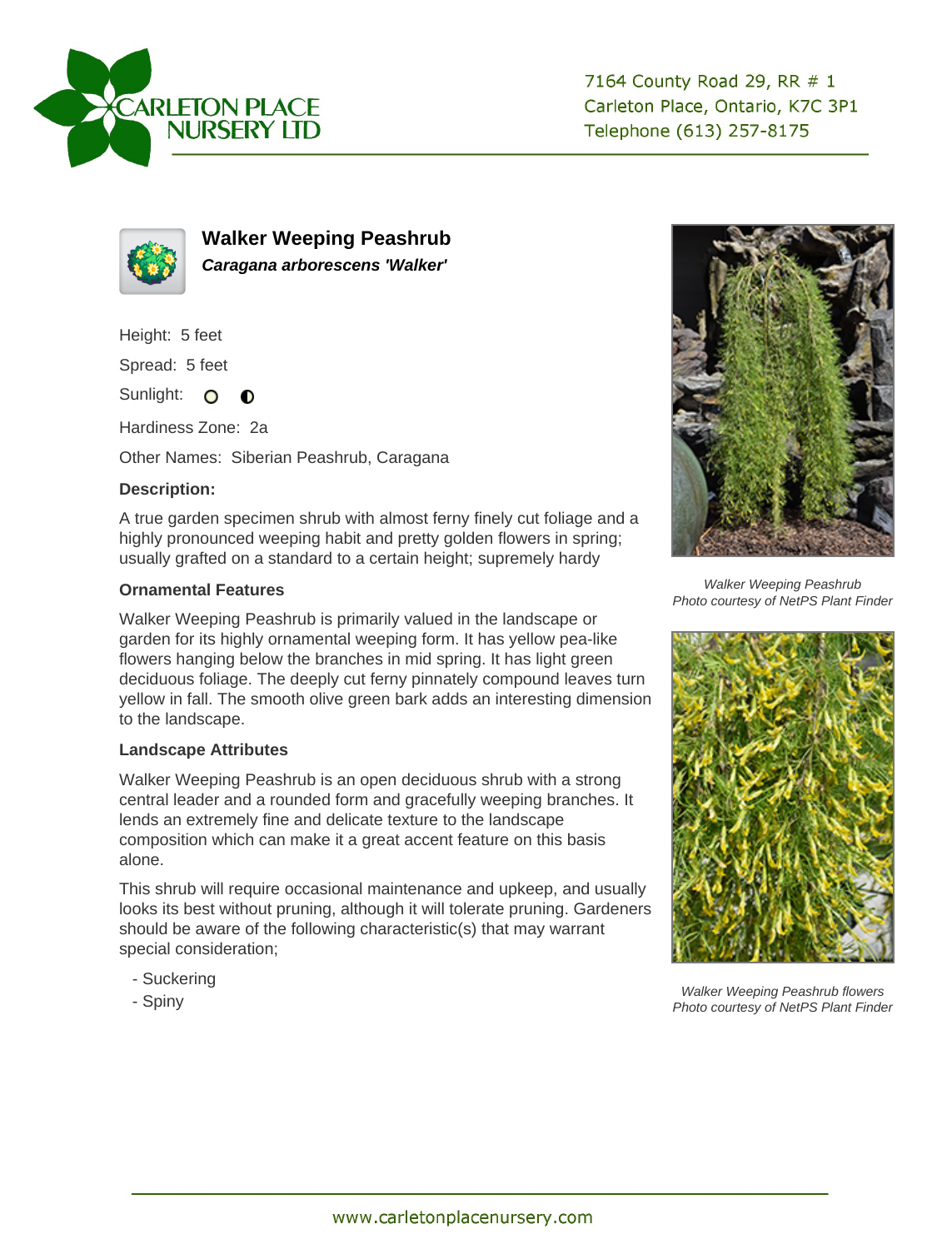CARLETON PLACE NURSERY LTD

7164 County Road 29, RR # 1
Carleton Place, Ontario, K7C 3P1
Telephone (613) 257-8175

## Walker Weeping Peashrub

***Caragana arborescens 'Walker'***

Height: 5 feet

Spread: 5 feet

Sunlight:

Hardiness Zone: 2a

Other Names: Siberian Peashrub, Caragana

### Description:

A true garden specimen shrub with almost ferny finely cut foliage and a highly pronounced weeping habit and pretty golden flowers in spring; usually grafted on a standard to a certain height; supremely hardy

### Ornamental Features

Walker Weeping Peashrub is primarily valued in the landscape or garden for its highly ornamental weeping form. It has yellow pea-like flowers hanging below the branches in mid spring. It has light green deciduous foliage. The deeply cut ferny pinnately compound leaves turn yellow in fall. The smooth olive green bark adds an interesting dimension to the landscape.

### Landscape Attributes

Walker Weeping Peashrub is an open deciduous shrub with a strong central leader and a rounded form and gracefully weeping branches. It lends an extremely fine and delicate texture to the landscape composition which can make it a great accent feature on this basis alone.

This shrub will require occasional maintenance and upkeep, and usually looks its best without pruning, although it will tolerate pruning. Gardeners should be aware of the following characteristic(s) that may warrant special consideration;

- Suckering
- Spiny

*Walker Weeping Peashrub*
*Photo courtesy of NetPS Plant Finder*

*Walker Weeping Peashrub flowers*
*Photo courtesy of NetPS Plant Finder*

www.carletonplacenursery.com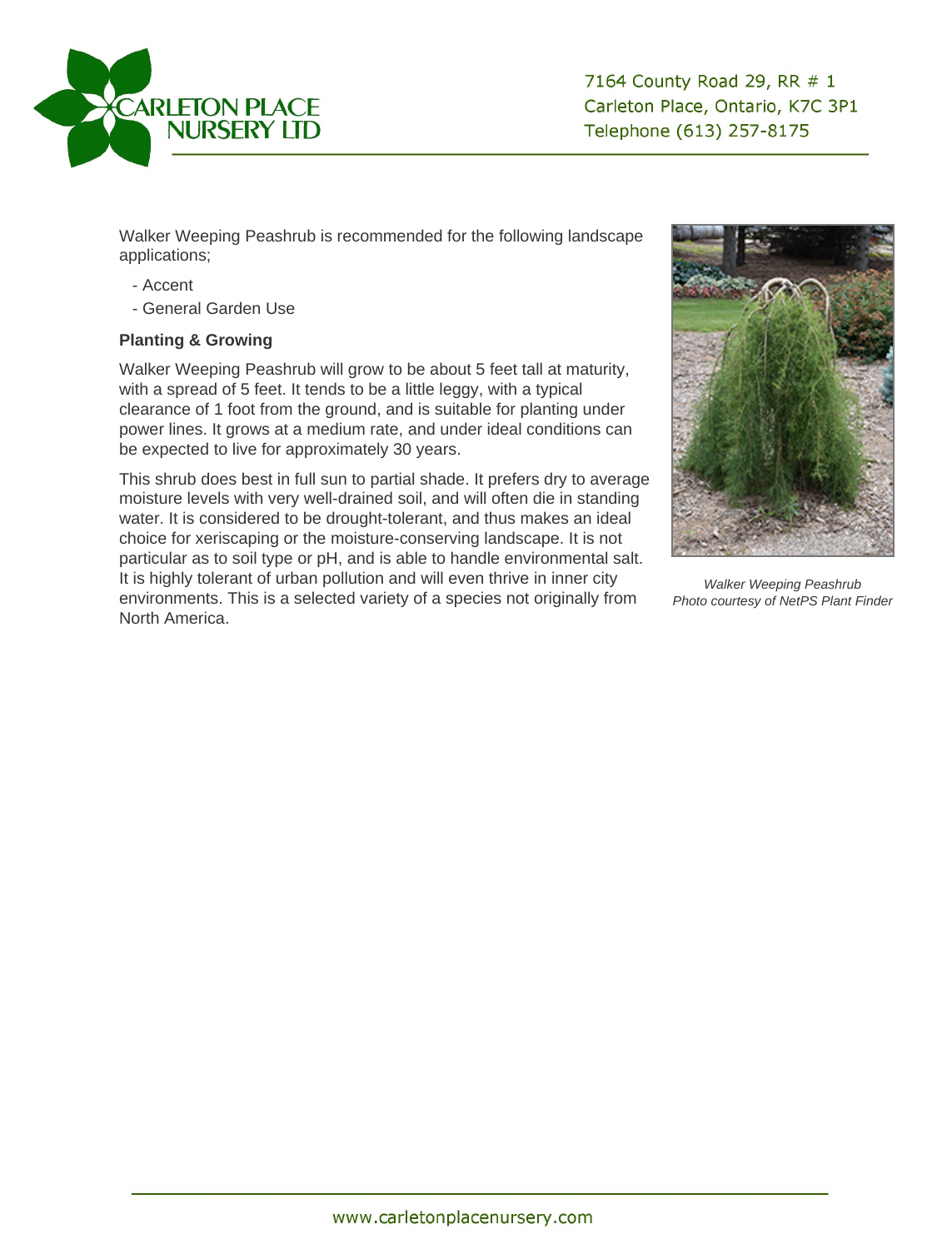Walker Weeping Peashrub is recommended for the following landscape applications;

- Accent
- General Garden Use

**Planting & Growing**

Walker Weeping Peashrub will grow to be about 5 feet tall at maturity, with a spread of 5 feet. It tends to be a little leggy, with a typical clearance of 1 foot from the ground, and is suitable for planting under power lines. It grows at a medium rate, and under ideal conditions can be expected to live for approximately 30 years.

This shrub does best in full sun to partial shade. It prefers dry to average moisture levels with very well-drained soil, and will often die in standing water. It is considered to be drought-tolerant, and thus makes an ideal choice for xeriscaping or the moisture-conserving landscape. It is not particular as to soil type or pH, and is able to handle environmental salt. It is highly tolerant of urban pollution and will even thrive in inner city environments. This is a selected variety of a species not originally from North America.

*Walker Weeping Peashrub*
*Photo courtesy of NetPS Plant Finder*